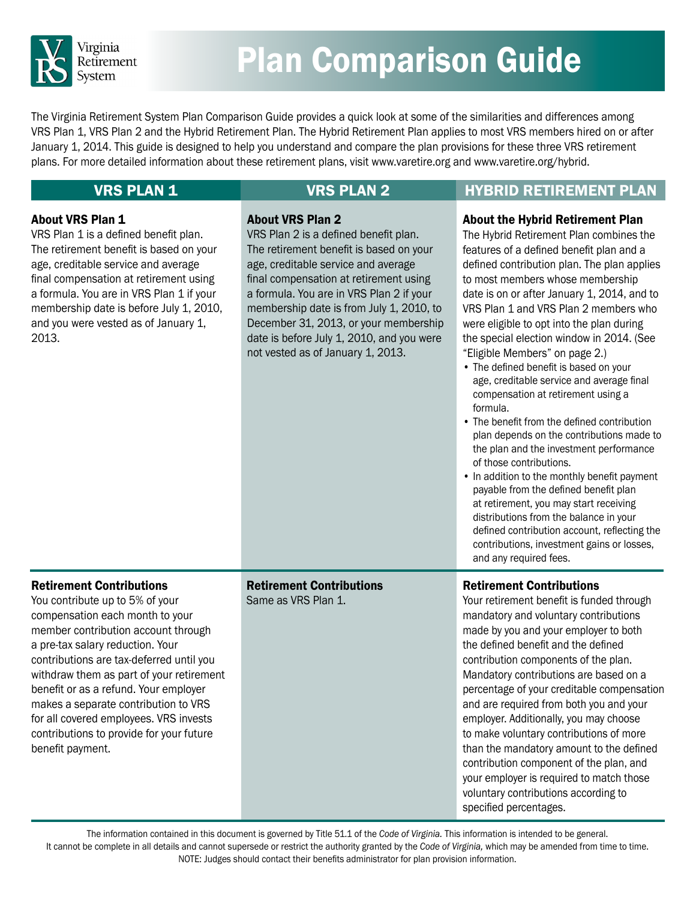# Plan Comparison Guide

The Virginia Retirement System Plan Comparison Guide provides a quick look at some of the similarities and differences among VRS Plan 1, VRS Plan 2 and the Hybrid Retirement Plan. The Hybrid Retirement Plan applies to most VRS members hired on or after January 1, 2014. This guide is designed to help you understand and compare the plan provisions for these three VRS retirement plans. For more detailed information about these retirement plans, visit www.varetire.org and www.varetire.org/hybrid.

| VRS PLAN 1 | VRS PLAN 2 | HYBRID RETIREMENT PLAN |
|---|---|---|
| **About VRS Plan 1**<br>VRS Plan 1 is a defined benefit plan. The retirement benefit is based on your age, creditable service and average final compensation at retirement using a formula. You are in VRS Plan 1 if your membership date is before July 1, 2010, and you were vested as of January 1, 2013. | **About VRS Plan 2**<br>VRS Plan 2 is a defined benefit plan. The retirement benefit is based on your age, creditable service and average final compensation at retirement using a formula. You are in VRS Plan 2 if your membership date is from July 1, 2010, to December 31, 2013, or your membership date is before July 1, 2010, and you were not vested as of January 1, 2013. | **About the Hybrid Retirement Plan**<br>The Hybrid Retirement Plan combines the features of a defined benefit plan and a defined contribution plan. The plan applies to most members whose membership date is on or after January 1, 2014, and to VRS Plan 1 and VRS Plan 2 members who were eligible to opt into the plan during the special election window in 2014. (See "Eligible Members" on page 2.)<br>• The defined benefit is based on your age, creditable service and average final compensation at retirement using a formula.<br>• The benefit from the defined contribution plan depends on the contributions made to the plan and the investment performance of those contributions.<br>• In addition to the monthly benefit payment payable from the defined benefit plan at retirement, you may start receiving distributions from the balance in your defined contribution account, reflecting the contributions, investment gains or losses, and any required fees. |
| **Retirement Contributions**<br>You contribute up to 5% of your compensation each month to your member contribution account through a pre-tax salary reduction. Your contributions are tax-deferred until you withdraw them as part of your retirement benefit or as a refund. Your employer makes a separate contribution to VRS for all covered employees. VRS invests contributions to provide for your future benefit payment. | **Retirement Contributions**<br>Same as VRS Plan 1. | **Retirement Contributions**<br>Your retirement benefit is funded through mandatory and voluntary contributions made by you and your employer to both the defined benefit and the defined contribution components of the plan. Mandatory contributions are based on a percentage of your creditable compensation and are required from both you and your employer. Additionally, you may choose to make voluntary contributions of more than the mandatory amount to the defined contribution component of the plan, and your employer is required to match those voluntary contributions according to specified percentages. |

The information contained in this document is governed by Title 51.1 of the *Code of Virginia.* This information is intended to be general. It cannot be complete in all details and cannot supersede or restrict the authority granted by the *Code of Virginia,* which may be amended from time to time. NOTE: Judges should contact their benefits administrator for plan provision information.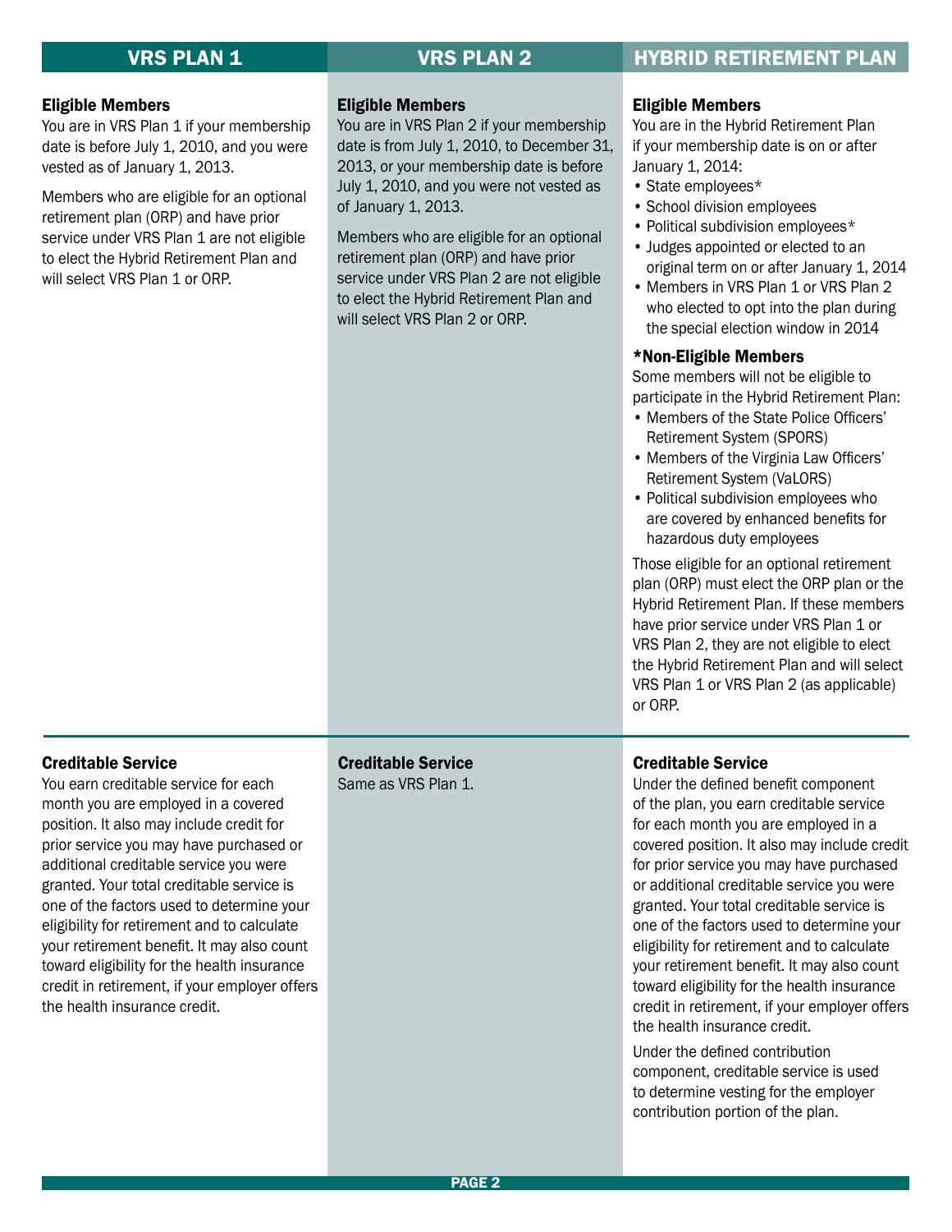## VRS PLAN 1

### Eligible Members

You are in VRS Plan 1 if your membership date is before July 1, 2010, and you were vested as of January 1, 2013.

Members who are eligible for an optional retirement plan (ORP) and have prior service under VRS Plan 1 are not eligible to elect the Hybrid Retirement Plan and will select VRS Plan 1 or ORP.

### Creditable Service

You earn creditable service for each month you are employed in a covered position. It also may include credit for prior service you may have purchased or additional creditable service you were granted. Your total creditable service is one of the factors used to determine your eligibility for retirement and to calculate your retirement benefit. It may also count toward eligibility for the health insurance credit in retirement, if your employer offers the health insurance credit.

## VRS PLAN 2

### Eligible Members

You are in VRS Plan 2 if your membership date is from July 1, 2010, to December 31, 2013, or your membership date is before July 1, 2010, and you were not vested as of January 1, 2013.

Members who are eligible for an optional retirement plan (ORP) and have prior service under VRS Plan 2 are not eligible to elect the Hybrid Retirement Plan and will select VRS Plan 2 or ORP.

### Creditable Service

Same as VRS Plan 1.

## HYBRID RETIREMENT PLAN

### Eligible Members

You are in the Hybrid Retirement Plan if your membership date is on or after January 1, 2014:

- State employees*
- School division employees
- Political subdivision employees*
- Judges appointed or elected to an original term on or after January 1, 2014
- Members in VRS Plan 1 or VRS Plan 2 who elected to opt into the plan during the special election window in 2014

### *Non-Eligible Members

Some members will not be eligible to participate in the Hybrid Retirement Plan:

- Members of the State Police Officers' Retirement System (SPORS)
- Members of the Virginia Law Officers' Retirement System (VaLORS)
- Political subdivision employees who are covered by enhanced benefits for hazardous duty employees

Those eligible for an optional retirement plan (ORP) must elect the ORP plan or the Hybrid Retirement Plan. If these members have prior service under VRS Plan 1 or VRS Plan 2, they are not eligible to elect the Hybrid Retirement Plan and will select VRS Plan 1 or VRS Plan 2 (as applicable) or ORP.

### Creditable Service

Under the defined benefit component of the plan, you earn creditable service for each month you are employed in a covered position. It also may include credit for prior service you may have purchased or additional creditable service you were granted. Your total creditable service is one of the factors used to determine your eligibility for retirement and to calculate your retirement benefit. It may also count toward eligibility for the health insurance credit in retirement, if your employer offers the health insurance credit.

Under the defined contribution component, creditable service is used to determine vesting for the employer contribution portion of the plan.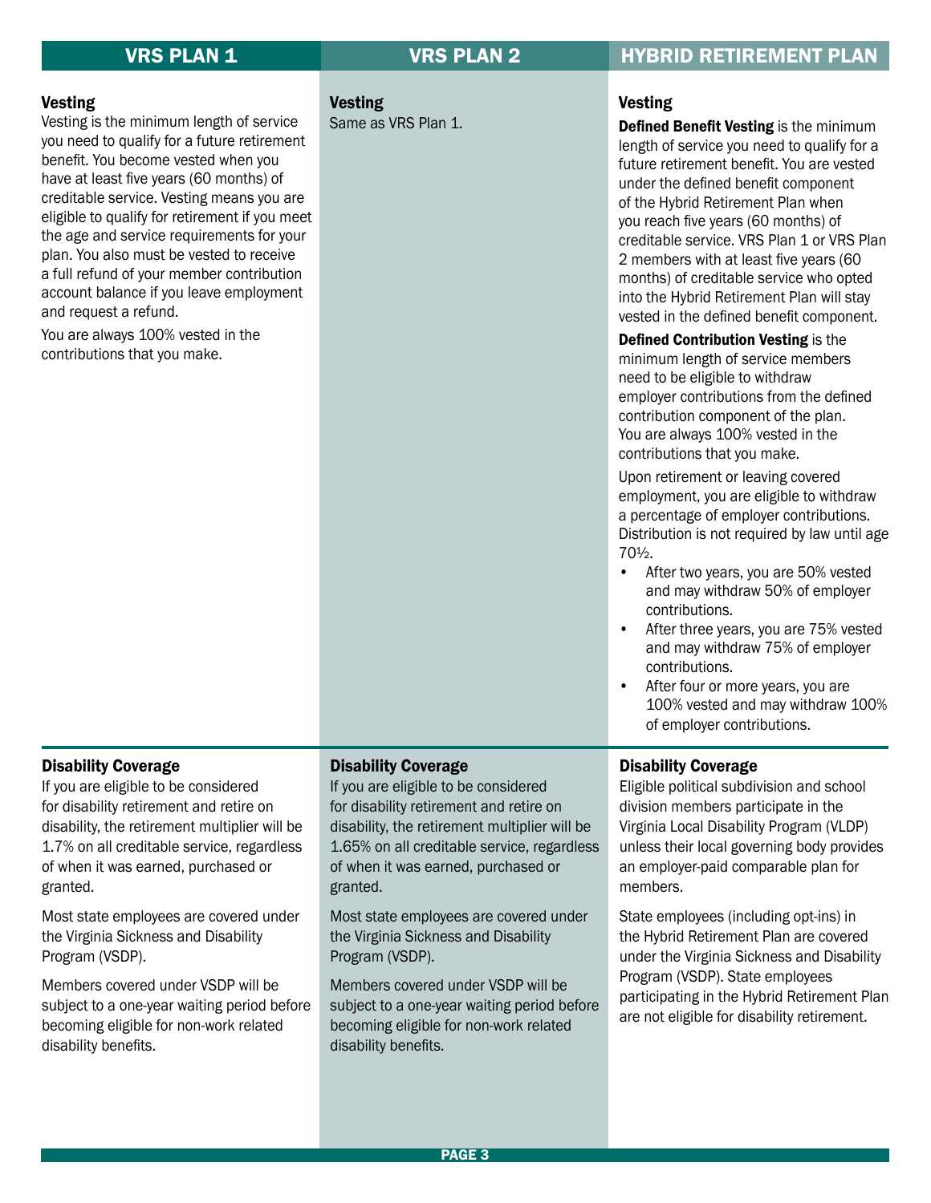## VRS PLAN 1

### Vesting

Vesting is the minimum length of service you need to qualify for a future retirement benefit. You become vested when you have at least five years (60 months) of creditable service. Vesting means you are eligible to qualify for retirement if you meet the age and service requirements for your plan. You also must be vested to receive a full refund of your member contribution account balance if you leave employment and request a refund.

You are always 100% vested in the contributions that you make.

### Disability Coverage

If you are eligible to be considered for disability retirement and retire on disability, the retirement multiplier will be 1.7% on all creditable service, regardless of when it was earned, purchased or granted.

Most state employees are covered under the Virginia Sickness and Disability Program (VSDP).

Members covered under VSDP will be subject to a one-year waiting period before becoming eligible for non-work related disability benefits.

## VRS PLAN 2

### Vesting

Same as VRS Plan 1.

### Disability Coverage

If you are eligible to be considered for disability retirement and retire on disability, the retirement multiplier will be 1.65% on all creditable service, regardless of when it was earned, purchased or granted.

Most state employees are covered under the Virginia Sickness and Disability Program (VSDP).

Members covered under VSDP will be subject to a one-year waiting period before becoming eligible for non-work related disability benefits.

## HYBRID RETIREMENT PLAN

### Vesting

**Defined Benefit Vesting** is the minimum length of service you need to qualify for a future retirement benefit. You are vested under the defined benefit component of the Hybrid Retirement Plan when you reach five years (60 months) of creditable service. VRS Plan 1 or VRS Plan 2 members with at least five years (60 months) of creditable service who opted into the Hybrid Retirement Plan will stay vested in the defined benefit component.

**Defined Contribution Vesting** is the minimum length of service members need to be eligible to withdraw employer contributions from the defined contribution component of the plan. You are always 100% vested in the contributions that you make.

Upon retirement or leaving covered employment, you are eligible to withdraw a percentage of employer contributions. Distribution is not required by law until age 70½.

- After two years, you are 50% vested and may withdraw 50% of employer contributions.
- After three years, you are 75% vested and may withdraw 75% of employer contributions.
- After four or more years, you are 100% vested and may withdraw 100% of employer contributions.

### Disability Coverage

Eligible political subdivision and school division members participate in the Virginia Local Disability Program (VLDP) unless their local governing body provides an employer-paid comparable plan for members.

State employees (including opt-ins) in the Hybrid Retirement Plan are covered under the Virginia Sickness and Disability Program (VSDP). State employees participating in the Hybrid Retirement Plan are not eligible for disability retirement.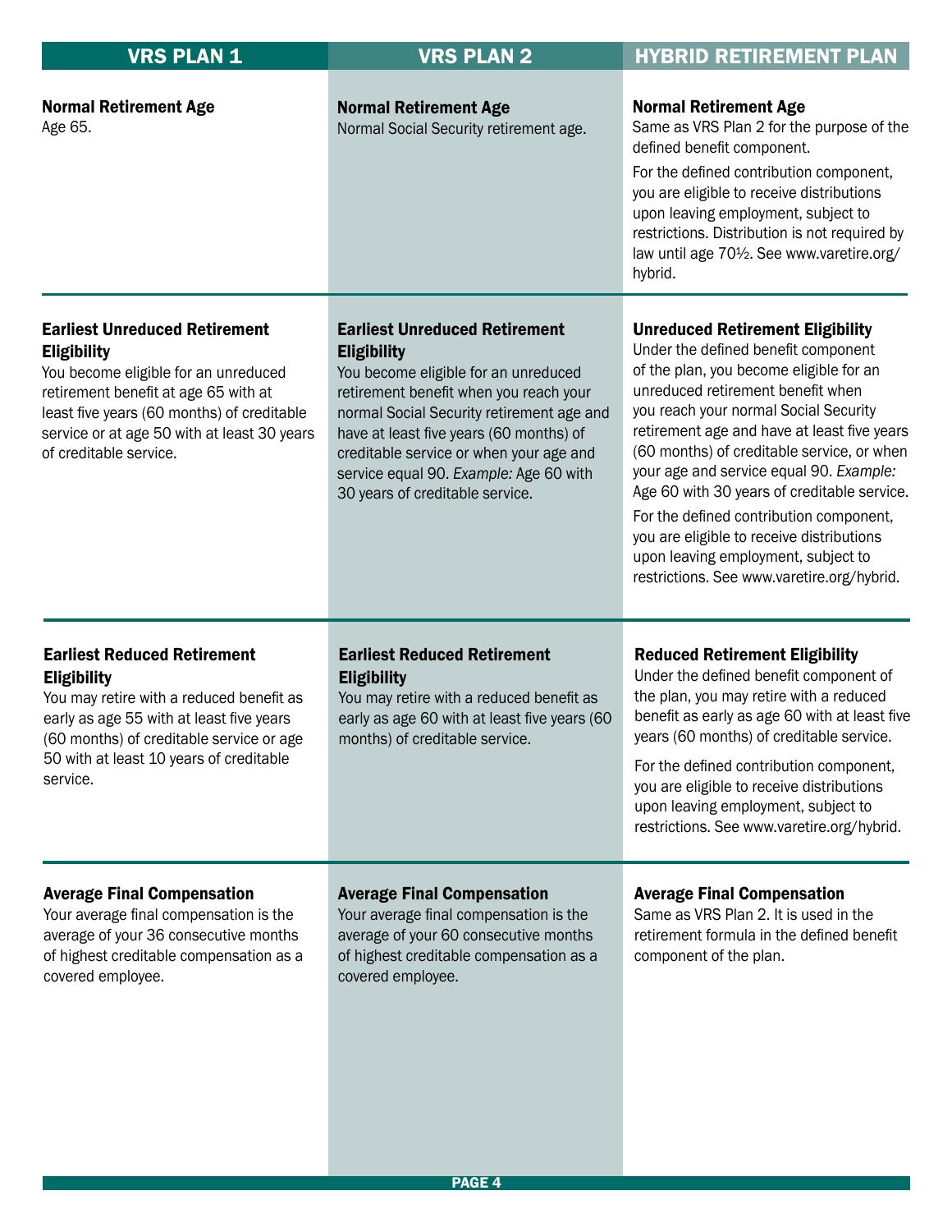| VRS PLAN 1 | VRS PLAN 2 | HYBRID RETIREMENT PLAN |
|---|---|---|
| **Normal Retirement Age**<br>Age 65. | **Normal Retirement Age**<br>Normal Social Security retirement age. | **Normal Retirement Age**<br>Same as VRS Plan 2 for the purpose of the defined benefit component.<br>For the defined contribution component, you are eligible to receive distributions upon leaving employment, subject to restrictions. Distribution is not required by law until age 70½. See www.varetire.org/hybrid. |
| **Earliest Unreduced Retirement Eligibility**<br>You become eligible for an unreduced retirement benefit at age 65 with at least five years (60 months) of creditable service or at age 50 with at least 30 years of creditable service. | **Earliest Unreduced Retirement Eligibility**<br>You become eligible for an unreduced retirement benefit when you reach your normal Social Security retirement age and have at least five years (60 months) of creditable service or when your age and service equal 90. *Example:* Age 60 with 30 years of creditable service. | **Unreduced Retirement Eligibility**<br>Under the defined benefit component of the plan, you become eligible for an unreduced retirement benefit when you reach your normal Social Security retirement age and have at least five years (60 months) of creditable service, or when your age and service equal 90. *Example:* Age 60 with 30 years of creditable service.<br>For the defined contribution component, you are eligible to receive distributions upon leaving employment, subject to restrictions. See www.varetire.org/hybrid. |
| **Earliest Reduced Retirement Eligibility**<br>You may retire with a reduced benefit as early as age 55 with at least five years (60 months) of creditable service or age 50 with at least 10 years of creditable service. | **Earliest Reduced Retirement Eligibility**<br>You may retire with a reduced benefit as early as age 60 with at least five years (60 months) of creditable service. | **Reduced Retirement Eligibility**<br>Under the defined benefit component of the plan, you may retire with a reduced benefit as early as age 60 with at least five years (60 months) of creditable service.<br>For the defined contribution component, you are eligible to receive distributions upon leaving employment, subject to restrictions. See www.varetire.org/hybrid. |
| **Average Final Compensation**<br>Your average final compensation is the average of your 36 consecutive months of highest creditable compensation as a covered employee. | **Average Final Compensation**<br>Your average final compensation is the average of your 60 consecutive months of highest creditable compensation as a covered employee. | **Average Final Compensation**<br>Same as VRS Plan 2. It is used in the retirement formula in the defined benefit component of the plan. |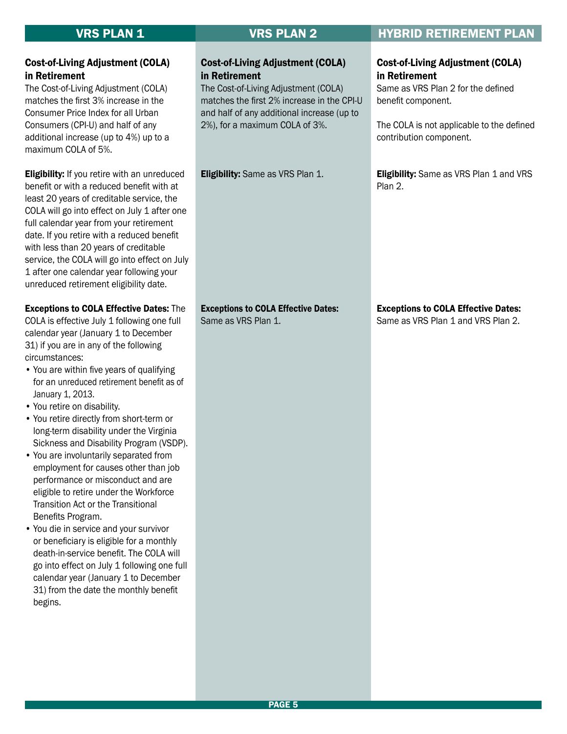## VRS PLAN 1

**Cost-of-Living Adjustment (COLA) in Retirement**

The Cost-of-Living Adjustment (COLA) matches the first 3% increase in the Consumer Price Index for all Urban Consumers (CPI-U) and half of any additional increase (up to 4%) up to a maximum COLA of 5%.

**Eligibility:** If you retire with an unreduced benefit or with a reduced benefit with at least 20 years of creditable service, the COLA will go into effect on July 1 after one full calendar year from your retirement date. If you retire with a reduced benefit with less than 20 years of creditable service, the COLA will go into effect on July 1 after one calendar year following your unreduced retirement eligibility date.

**Exceptions to COLA Effective Dates:** The COLA is effective July 1 following one full calendar year (January 1 to December 31) if you are in any of the following circumstances:

- You are within five years of qualifying for an unreduced retirement benefit as of January 1, 2013.
- You retire on disability.
- You retire directly from short-term or long-term disability under the Virginia Sickness and Disability Program (VSDP).
- You are involuntarily separated from employment for causes other than job performance or misconduct and are eligible to retire under the Workforce Transition Act or the Transitional Benefits Program.
- You die in service and your survivor or beneficiary is eligible for a monthly death-in-service benefit. The COLA will go into effect on July 1 following one full calendar year (January 1 to December 31) from the date the monthly benefit begins.

## VRS PLAN 2

**Cost-of-Living Adjustment (COLA) in Retirement**

The Cost-of-Living Adjustment (COLA) matches the first 2% increase in the CPI-U and half of any additional increase (up to 2%), for a maximum COLA of 3%.

**Eligibility:** Same as VRS Plan 1.

**Exceptions to COLA Effective Dates:** Same as VRS Plan 1.

## HYBRID RETIREMENT PLAN

**Cost-of-Living Adjustment (COLA) in Retirement**

Same as VRS Plan 2 for the defined benefit component.

The COLA is not applicable to the defined contribution component.

**Eligibility:** Same as VRS Plan 1 and VRS Plan 2.

**Exceptions to COLA Effective Dates:** Same as VRS Plan 1 and VRS Plan 2.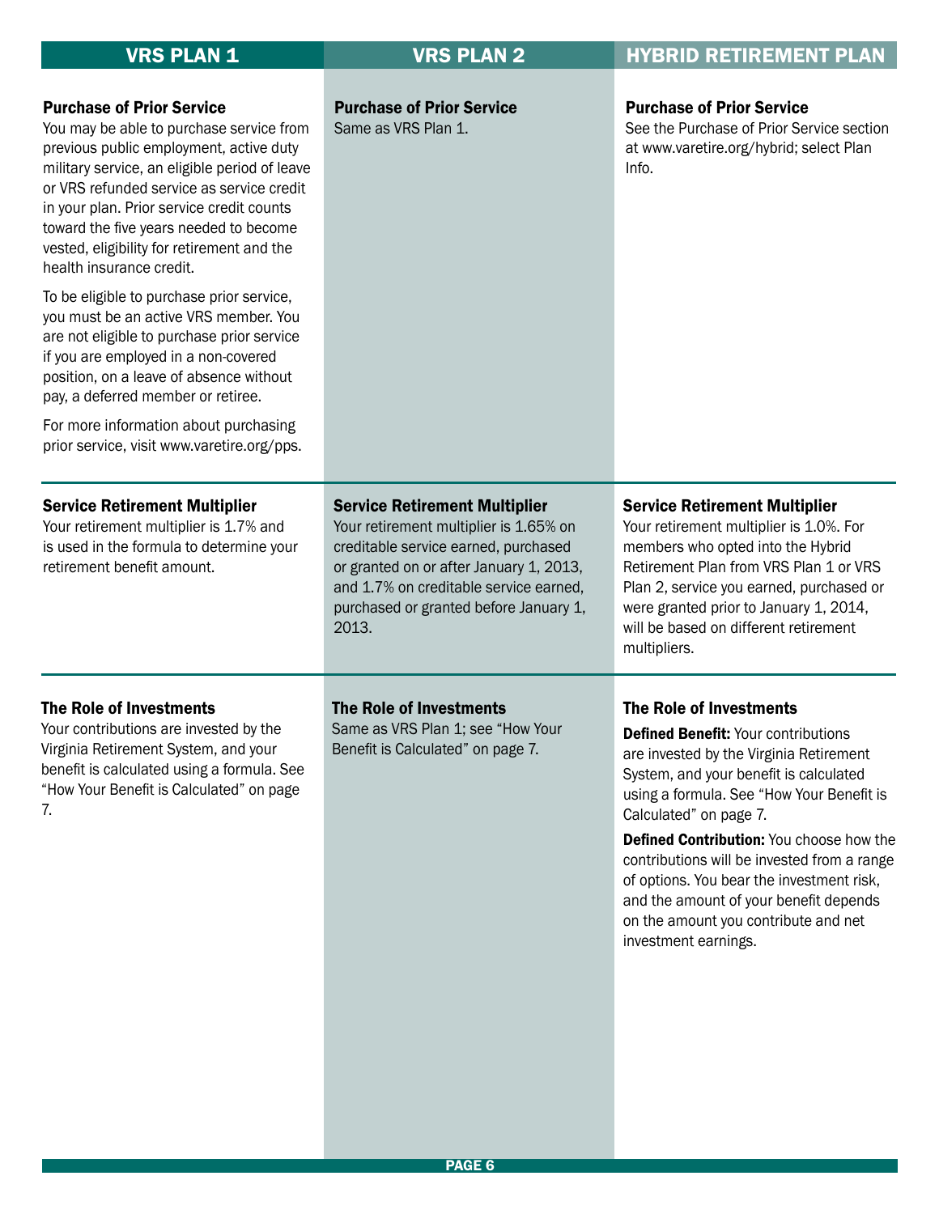| VRS PLAN 1 | VRS PLAN 2 | HYBRID RETIREMENT PLAN |
|---|---|---|
| **Purchase of Prior Service**<br>You may be able to purchase service from previous public employment, active duty military service, an eligible period of leave or VRS refunded service as service credit in your plan. Prior service credit counts toward the five years needed to become vested, eligibility for retirement and the health insurance credit.<br><br>To be eligible to purchase prior service, you must be an active VRS member. You are not eligible to purchase prior service if you are employed in a non-covered position, on a leave of absence without pay, a deferred member or retiree.<br><br>For more information about purchasing prior service, visit www.varetire.org/pps. | **Purchase of Prior Service**<br>Same as VRS Plan 1. | **Purchase of Prior Service**<br>See the Purchase of Prior Service section at www.varetire.org/hybrid; select Plan Info. |
| **Service Retirement Multiplier**<br>Your retirement multiplier is 1.7% and is used in the formula to determine your retirement benefit amount. | **Service Retirement Multiplier**<br>Your retirement multiplier is 1.65% on creditable service earned, purchased or granted on or after January 1, 2013, and 1.7% on creditable service earned, purchased or granted before January 1, 2013. | **Service Retirement Multiplier**<br>Your retirement multiplier is 1.0%. For members who opted into the Hybrid Retirement Plan from VRS Plan 1 or VRS Plan 2, service you earned, purchased or were granted prior to January 1, 2014, will be based on different retirement multipliers. |
| **The Role of Investments**<br>Your contributions are invested by the Virginia Retirement System, and your benefit is calculated using a formula. See "How Your Benefit is Calculated" on page 7. | **The Role of Investments**<br>Same as VRS Plan 1; see "How Your Benefit is Calculated" on page 7. | **The Role of Investments**<br>**Defined Benefit:** Your contributions are invested by the Virginia Retirement System, and your benefit is calculated using a formula. See "How Your Benefit is Calculated" on page 7.<br><br>**Defined Contribution:** You choose how the contributions will be invested from a range of options. You bear the investment risk, and the amount of your benefit depends on the amount you contribute and net investment earnings. |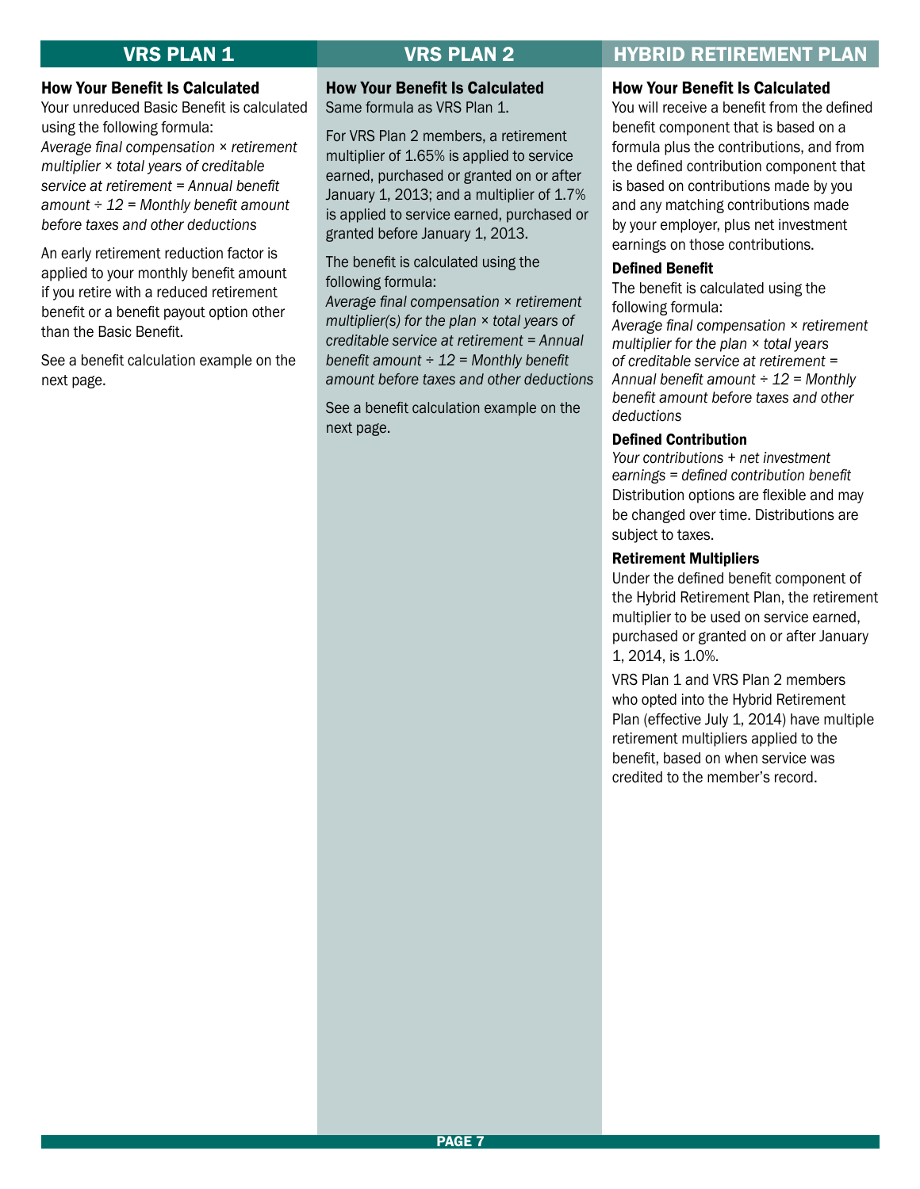## VRS PLAN 1

### How Your Benefit Is Calculated

Your unreduced Basic Benefit is calculated using the following formula:
*Average final compensation × retirement multiplier × total years of creditable service at retirement = Annual benefit amount ÷ 12 = Monthly benefit amount before taxes and other deductions*

An early retirement reduction factor is applied to your monthly benefit amount if you retire with a reduced retirement benefit or a benefit payout option other than the Basic Benefit.

See a benefit calculation example on the next page.

## VRS PLAN 2

### How Your Benefit Is Calculated

Same formula as VRS Plan 1.

For VRS Plan 2 members, a retirement multiplier of 1.65% is applied to service earned, purchased or granted on or after January 1, 2013; and a multiplier of 1.7% is applied to service earned, purchased or granted before January 1, 2013.

The benefit is calculated using the following formula:
*Average final compensation × retirement multiplier(s) for the plan × total years of creditable service at retirement = Annual benefit amount ÷ 12 = Monthly benefit amount before taxes and other deductions*

See a benefit calculation example on the next page.

## HYBRID RETIREMENT PLAN

### How Your Benefit Is Calculated

You will receive a benefit from the defined benefit component that is based on a formula plus the contributions, and from the defined contribution component that is based on contributions made by you and any matching contributions made by your employer, plus net investment earnings on those contributions.

#### Defined Benefit

The benefit is calculated using the following formula:
*Average final compensation × retirement multiplier for the plan × total years of creditable service at retirement = Annual benefit amount ÷ 12 = Monthly benefit amount before taxes and other deductions*

#### Defined Contribution

*Your contributions + net investment earnings = defined contribution benefit*
Distribution options are flexible and may be changed over time. Distributions are subject to taxes.

#### Retirement Multipliers

Under the defined benefit component of the Hybrid Retirement Plan, the retirement multiplier to be used on service earned, purchased or granted on or after January 1, 2014, is 1.0%.

VRS Plan 1 and VRS Plan 2 members who opted into the Hybrid Retirement Plan (effective July 1, 2014) have multiple retirement multipliers applied to the benefit, based on when service was credited to the member's record.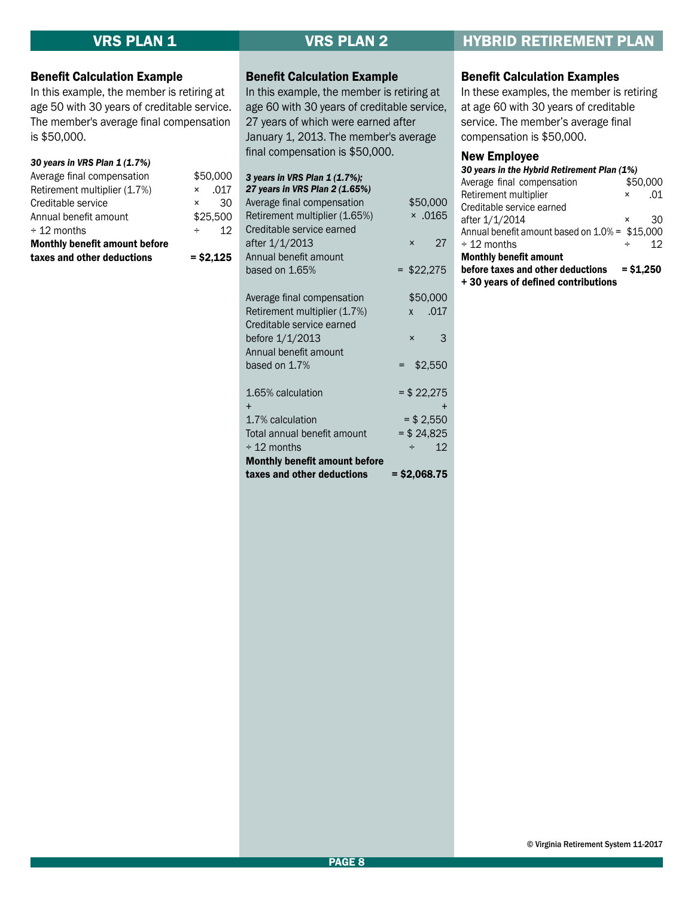## VRS PLAN 1

### Benefit Calculation Example

In this example, the member is retiring at age 50 with 30 years of creditable service. The member's average final compensation is $50,000.

***30 years in VRS Plan 1 (1.7%)***

| | |
|---|---|
| Average final compensation | $50,000 |
| Retirement multiplier (1.7%) | × .017 |
| Creditable service | × 30 |
| Annual benefit amount | $25,500 |
| ÷ 12 months | ÷ 12 |
| **Monthly benefit amount before taxes and other deductions** | **= $2,125** |

## VRS PLAN 2

### Benefit Calculation Example

In this example, the member is retiring at age 60 with 30 years of creditable service, 27 years of which were earned after January 1, 2013. The member's average final compensation is $50,000.

***3 years in VRS Plan 1 (1.7%); 27 years in VRS Plan 2 (1.65%)***

| | |
|---|---|
| Average final compensation | $50,000 |
| Retirement multiplier (1.65%) | × .0165 |
| Creditable service earned after 1/1/2013 | × 27 |
| Annual benefit amount based on 1.65% | = $22,275 |

| | |
|---|---|
| Average final compensation | $50,000 |
| Retirement multiplier (1.7%) | x .017 |
| Creditable service earned before 1/1/2013 | × 3 |
| Annual benefit amount based on 1.7% | = $2,550 |

| | |
|---|---|
| 1.65% calculation | = $ 22,275 |
| + | + |
| 1.7% calculation | = $ 2,550 |
| Total annual benefit amount | = $ 24,825 |
| ÷ 12 months | ÷ 12 |
| **Monthly benefit amount before taxes and other deductions** | **= $2,068.75** |

## HYBRID RETIREMENT PLAN

### Benefit Calculation Examples

In these examples, the member is retiring at age 60 with 30 years of creditable service. The member's average final compensation is $50,000.

### New Employee

***30 years in the Hybrid Retirement Plan (1%)***

| | |
|---|---|
| Average final compensation | $50,000 |
| Retirement multiplier | × .01 |
| Creditable service earned after 1/1/2014 | × 30 |
| Annual benefit amount based on 1.0% = | $15,000 |
| ÷ 12 months | ÷ 12 |
| **Monthly benefit amount before taxes and other deductions** | **= $1,250** |

**+ 30 years of defined contributions**

© Virginia Retirement System 11-2017